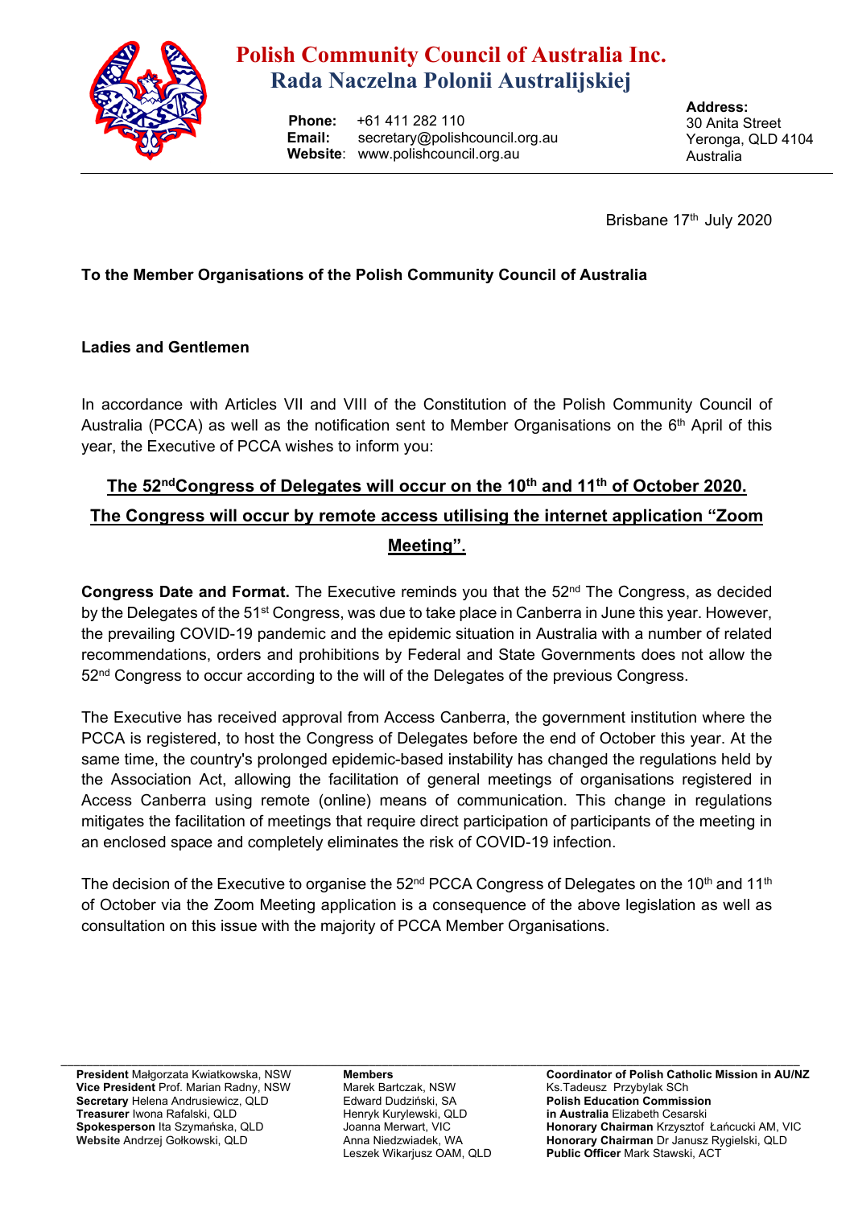# Polish Community Council of Australia Inc.
## Rada Naczelna Polonii Australijskiej

**Phone:** +61 411 282 110
**Email:** secretary@polishcouncil.org.au
**Website**: www.polishcouncil.org.au

**Address:**
30 Anita Street
Yeronga, QLD 4104
Australia

Brisbane 17th July 2020

**To the Member Organisations of the Polish Community Council of Australia**

**Ladies and Gentlemen**

In accordance with Articles VII and VIII of the Constitution of the Polish Community Council of Australia (PCCA) as well as the notification sent to Member Organisations on the 6th April of this year, the Executive of PCCA wishes to inform you:

**The 52nd Congress of Delegates will occur on the 10th and 11th of October 2020. The Congress will occur by remote access utilising the internet application "Zoom Meeting".**

**Congress Date and Format.** The Executive reminds you that the 52nd The Congress, as decided by the Delegates of the 51st Congress, was due to take place in Canberra in June this year. However, the prevailing COVID-19 pandemic and the epidemic situation in Australia with a number of related recommendations, orders and prohibitions by Federal and State Governments does not allow the 52nd Congress to occur according to the will of the Delegates of the previous Congress.

The Executive has received approval from Access Canberra, the government institution where the PCCA is registered, to host the Congress of Delegates before the end of October this year. At the same time, the country's prolonged epidemic-based instability has changed the regulations held by the Association Act, allowing the facilitation of general meetings of organisations registered in Access Canberra using remote (online) means of communication. This change in regulations mitigates the facilitation of meetings that require direct participation of participants of the meeting in an enclosed space and completely eliminates the risk of COVID-19 infection.

The decision of the Executive to organise the 52nd PCCA Congress of Delegates on the 10th and 11th of October via the Zoom Meeting application is a consequence of the above legislation as well as consultation on this issue with the majority of PCCA Member Organisations.

---

**President** Małgorzata Kwiatkowska, NSW
**Vice President** Prof. Marian Radny, NSW
**Secretary** Helena Andrusiewicz, QLD
**Treasurer** Iwona Rafalski, QLD
**Spokesperson** Ita Szymańska, QLD
**Website** Andrzej Gołkowski, QLD

**Members**
Marek Bartczak, NSW
Edward Dudziński, SA
Henryk Kurylewski, QLD
Joanna Merwart, VIC
Anna Niedzwiadek, WA
Leszek Wikarjusz OAM, QLD

**Coordinator of Polish Catholic Mission in AU/NZ** Ks.Tadeusz Przybylak SCh
**Polish Education Commission in Australia** Elizabeth Cesarski
**Honorary Chairman** Krzysztof Łańcucki AM, VIC
**Honorary Chairman** Dr Janusz Rygielski, QLD
**Public Officer** Mark Stawski, ACT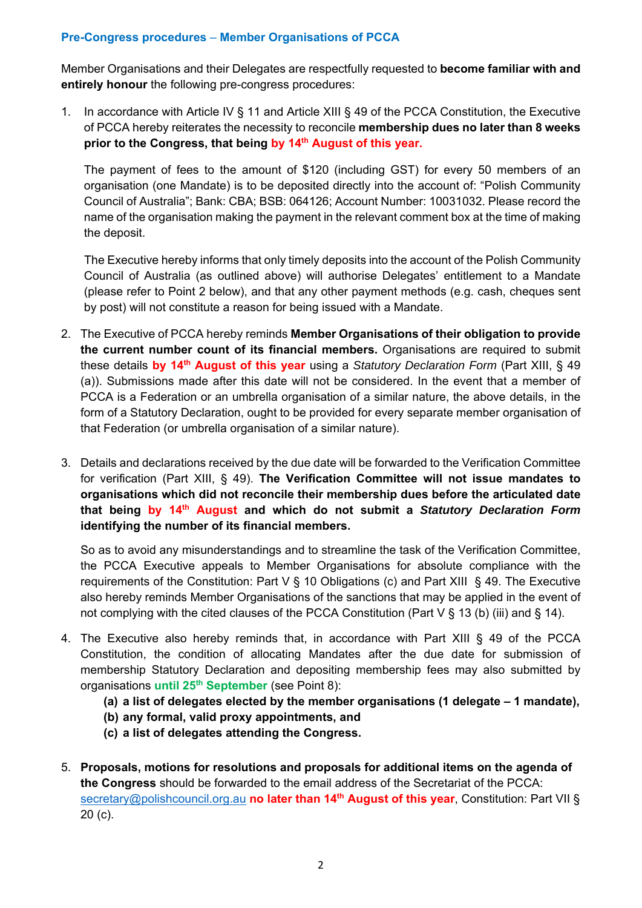## Pre-Congress procedures – Member Organisations of PCCA

Member Organisations and their Delegates are respectfully requested to **become familiar with and entirely honour** the following pre-congress procedures:

1. In accordance with Article IV § 11 and Article XIII § 49 of the PCCA Constitution, the Executive of PCCA hereby reiterates the necessity to reconcile **membership dues no later than 8 weeks prior to the Congress, that being by 14th August of this year.**

   The payment of fees to the amount of $120 (including GST) for every 50 members of an organisation (one Mandate) is to be deposited directly into the account of: “Polish Community Council of Australia”; Bank: CBA; BSB: 064126; Account Number: 10031032. Please record the name of the organisation making the payment in the relevant comment box at the time of making the deposit.

   The Executive hereby informs that only timely deposits into the account of the Polish Community Council of Australia (as outlined above) will authorise Delegates’ entitlement to a Mandate (please refer to Point 2 below), and that any other payment methods (e.g. cash, cheques sent by post) will not constitute a reason for being issued with a Mandate.

2. The Executive of PCCA hereby reminds **Member Organisations of their obligation to provide the current number count of its financial members.** Organisations are required to submit these details **by 14th August of this year** using a *Statutory Declaration Form* (Part XIII, § 49 (a)). Submissions made after this date will not be considered. In the event that a member of PCCA is a Federation or an umbrella organisation of a similar nature, the above details, in the form of a Statutory Declaration, ought to be provided for every separate member organisation of that Federation (or umbrella organisation of a similar nature).

3. Details and declarations received by the due date will be forwarded to the Verification Committee for verification (Part XIII, § 49). **The Verification Committee will not issue mandates to organisations which did not reconcile their membership dues before the articulated date that being by 14th August and which do not submit a *Statutory Declaration Form* identifying the number of its financial members.**

   So as to avoid any misunderstandings and to streamline the task of the Verification Committee, the PCCA Executive appeals to Member Organisations for absolute compliance with the requirements of the Constitution: Part V § 10 Obligations (c) and Part XIII § 49. The Executive also hereby reminds Member Organisations of the sanctions that may be applied in the event of not complying with the cited clauses of the PCCA Constitution (Part V § 13 (b) (iii) and § 14).

4. The Executive also hereby reminds that, in accordance with Part XIII § 49 of the PCCA Constitution, the condition of allocating Mandates after the due date for submission of membership Statutory Declaration and depositing membership fees may also submitted by organisations **until 25th September** (see Point 8):
   - **(a) a list of delegates elected by the member organisations (1 delegate – 1 mandate),**
   - **(b) any formal, valid proxy appointments, and**
   - **(c) a list of delegates attending the Congress.**

5. **Proposals, motions for resolutions and proposals for additional items on the agenda of the Congress** should be forwarded to the email address of the Secretariat of the PCCA: secretary@polishcouncil.org.au **no later than 14th August of this year**, Constitution: Part VII § 20 (c).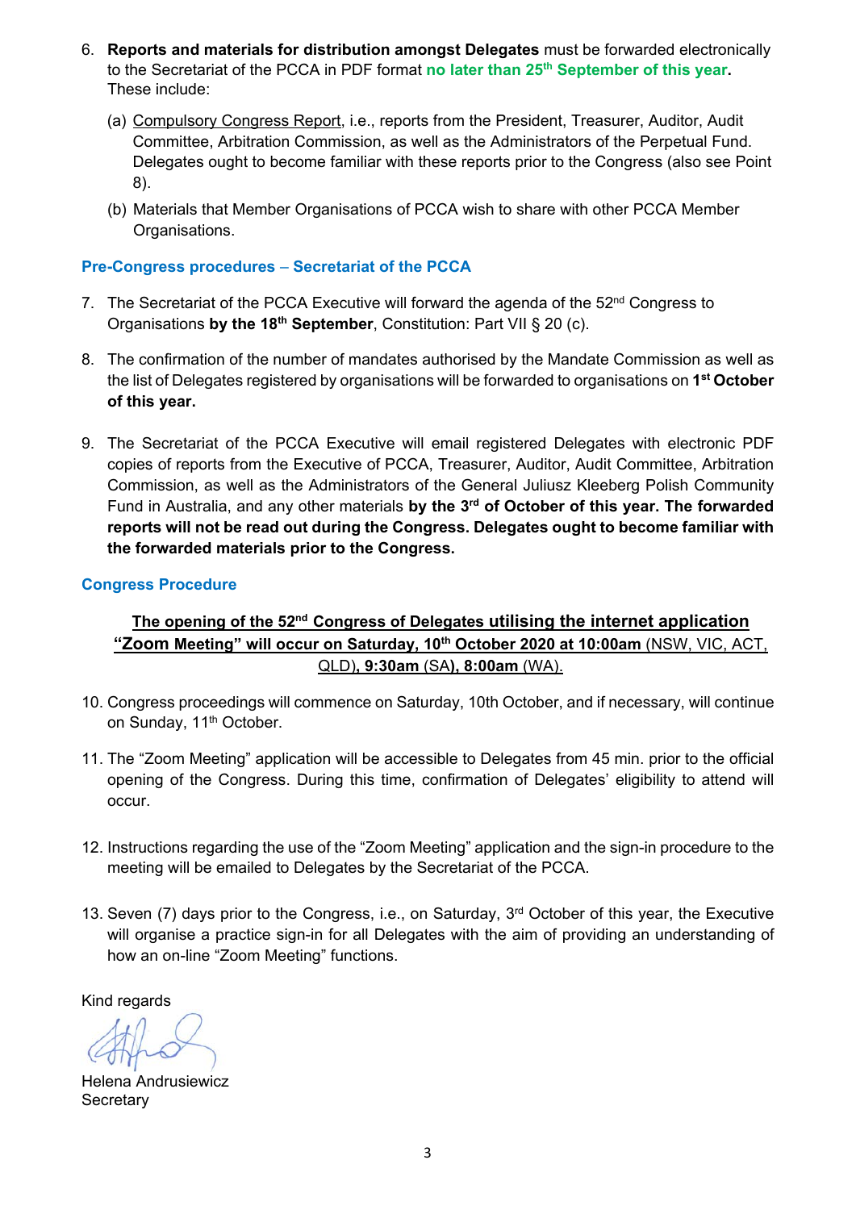6. **Reports and materials for distribution amongst Delegates** must be forwarded electronically to the Secretariat of the PCCA in PDF format **no later than 25th September of this year.** These include:

   (a) Compulsory Congress Report, i.e., reports from the President, Treasurer, Auditor, Audit Committee, Arbitration Commission, as well as the Administrators of the Perpetual Fund. Delegates ought to become familiar with these reports prior to the Congress (also see Point 8).

   (b) Materials that Member Organisations of PCCA wish to share with other PCCA Member Organisations.

### Pre-Congress procedures – Secretariat of the PCCA

7. The Secretariat of the PCCA Executive will forward the agenda of the 52nd Congress to Organisations **by the 18th September**, Constitution: Part VII § 20 (c).

8. The confirmation of the number of mandates authorised by the Mandate Commission as well as the list of Delegates registered by organisations will be forwarded to organisations on **1st October of this year.**

9. The Secretariat of the PCCA Executive will email registered Delegates with electronic PDF copies of reports from the Executive of PCCA, Treasurer, Auditor, Audit Committee, Arbitration Commission, as well as the Administrators of the General Juliusz Kleeberg Polish Community Fund in Australia, and any other materials **by the 3rd of October of this year. The forwarded reports will not be read out during the Congress. Delegates ought to become familiar with the forwarded materials prior to the Congress.**

### Congress Procedure

**The opening of the 52nd Congress of Delegates utilising the internet application "Zoom Meeting" will occur on Saturday, 10th October 2020 at 10:00am** (NSW, VIC, ACT, QLD)**, 9:30am** (SA)**, 8:00am** (WA).

10. Congress proceedings will commence on Saturday, 10th October, and if necessary, will continue on Sunday, 11th October.

11. The "Zoom Meeting" application will be accessible to Delegates from 45 min. prior to the official opening of the Congress. During this time, confirmation of Delegates' eligibility to attend will occur.

12. Instructions regarding the use of the "Zoom Meeting" application and the sign-in procedure to the meeting will be emailed to Delegates by the Secretariat of the PCCA.

13. Seven (7) days prior to the Congress, i.e., on Saturday, 3rd October of this year, the Executive will organise a practice sign-in for all Delegates with the aim of providing an understanding of how an on-line "Zoom Meeting" functions.

Kind regards

Helena Andrusiewicz
Secretary